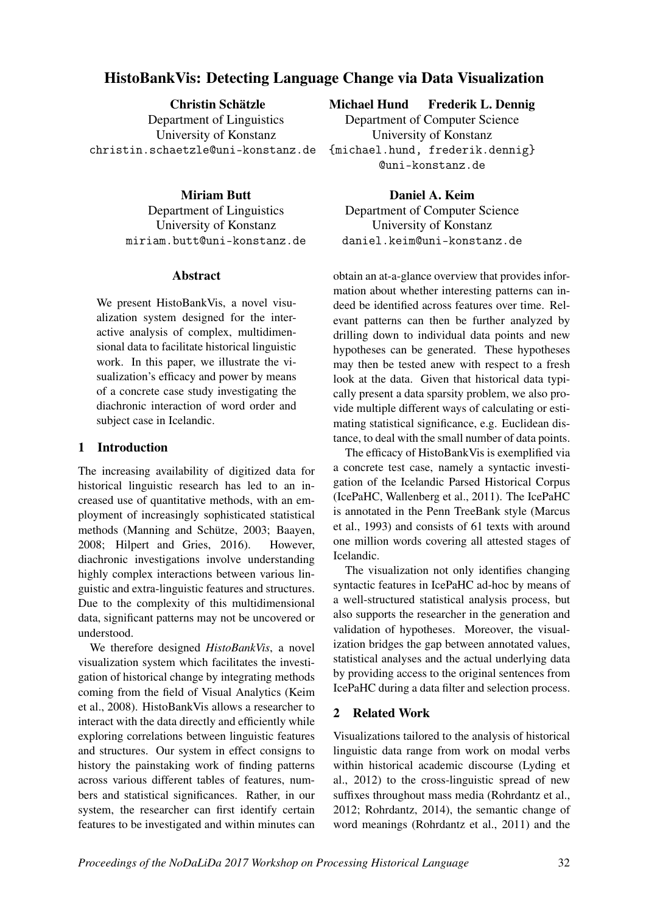# HistoBankVis: Detecting Language Change via Data Visualization

**Christin Schätzle**
Department of Linguistics
University of Konstanz
christin.schaetzle@uni-konstanz.de

**Michael Hund Frederik L. Dennig**
Department of Computer Science
University of Konstanz
{michael.hund, frederik.dennig}@uni-konstanz.de

**Miriam Butt**
Department of Linguistics
University of Konstanz
miriam.butt@uni-konstanz.de

**Daniel A. Keim**
Department of Computer Science
University of Konstanz
daniel.keim@uni-konstanz.de

## Abstract

We present HistoBankVis, a novel visualization system designed for the interactive analysis of complex, multidimensional data to facilitate historical linguistic work. In this paper, we illustrate the visualization's efficacy and power by means of a concrete case study investigating the diachronic interaction of word order and subject case in Icelandic.

## 1 Introduction

The increasing availability of digitized data for historical linguistic research has led to an increased use of quantitative methods, with an employment of increasingly sophisticated statistical methods (Manning and Schütze, 2003; Baayen, 2008; Hilpert and Gries, 2016). However, diachronic investigations involve understanding highly complex interactions between various linguistic and extra-linguistic features and structures. Due to the complexity of this multidimensional data, significant patterns may not be uncovered or understood.

We therefore designed *HistoBankVis*, a novel visualization system which facilitates the investigation of historical change by integrating methods coming from the field of Visual Analytics (Keim et al., 2008). HistoBankVis allows a researcher to interact with the data directly and efficiently while exploring correlations between linguistic features and structures. Our system in effect consigns to history the painstaking work of finding patterns across various different tables of features, numbers and statistical significances. Rather, in our system, the researcher can first identify certain features to be investigated and within minutes can obtain an at-a-glance overview that provides information about whether interesting patterns can indeed be identified across features over time. Relevant patterns can then be further analyzed by drilling down to individual data points and new hypotheses can be generated. These hypotheses may then be tested anew with respect to a fresh look at the data. Given that historical data typically present a data sparsity problem, we also provide multiple different ways of calculating or estimating statistical significance, e.g. Euclidean distance, to deal with the small number of data points.

The efficacy of HistoBankVis is exemplified via a concrete test case, namely a syntactic investigation of the Icelandic Parsed Historical Corpus (IcePaHC, Wallenberg et al., 2011). The IcePaHC is annotated in the Penn TreeBank style (Marcus et al., 1993) and consists of 61 texts with around one million words covering all attested stages of Icelandic.

The visualization not only identifies changing syntactic features in IcePaHC ad-hoc by means of a well-structured statistical analysis process, but also supports the researcher in the generation and validation of hypotheses. Moreover, the visualization bridges the gap between annotated values, statistical analyses and the actual underlying data by providing access to the original sentences from IcePaHC during a data filter and selection process.

## 2 Related Work

Visualizations tailored to the analysis of historical linguistic data range from work on modal verbs within historical academic discourse (Lyding et al., 2012) to the cross-linguistic spread of new suffixes throughout mass media (Rohrdantz et al., 2012; Rohrdantz, 2014), the semantic change of word meanings (Rohrdantz et al., 2011) and the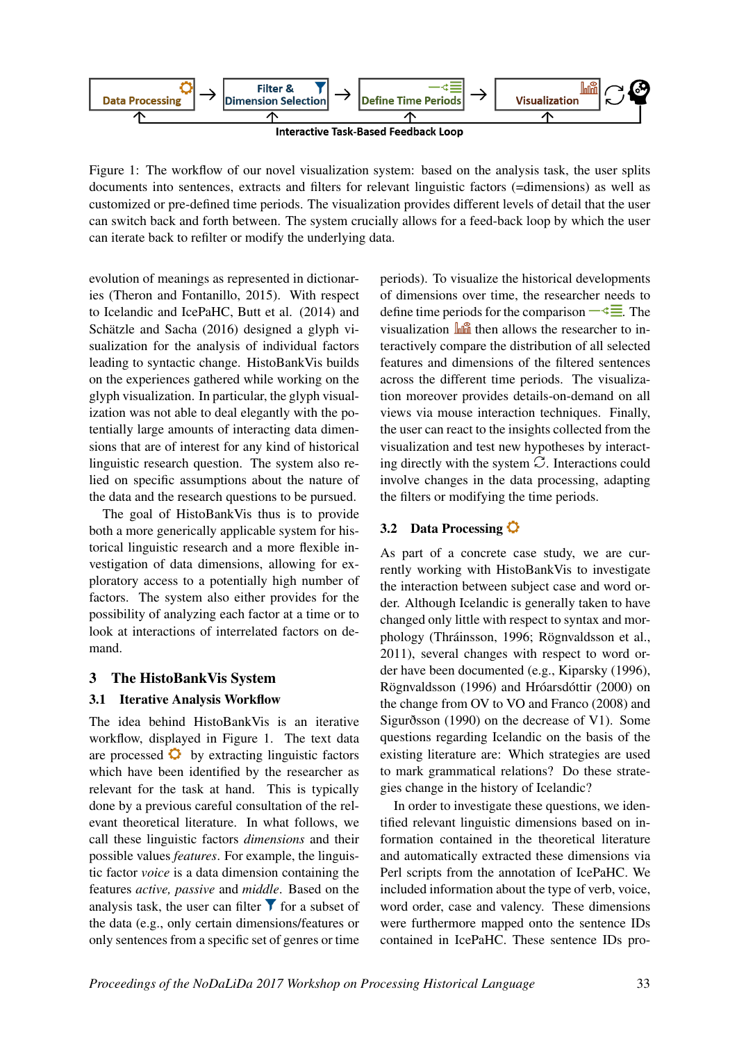Data Processing → Filter & Dimension Selection → Define Time Periods → Visualization

Interactive Task-Based Feedback Loop

Figure 1: The workflow of our novel visualization system: based on the analysis task, the user splits documents into sentences, extracts and filters for relevant linguistic factors (=dimensions) as well as customized or pre-defined time periods. The visualization provides different levels of detail that the user can switch back and forth between. The system crucially allows for a feed-back loop by which the user can iterate back to refilter or modify the underlying data.

evolution of meanings as represented in dictionaries (Theron and Fontanillo, 2015). With respect to Icelandic and IcePaHC, Butt et al. (2014) and Schätzle and Sacha (2016) designed a glyph visualization for the analysis of individual factors leading to syntactic change. HistoBankVis builds on the experiences gathered while working on the glyph visualization. In particular, the glyph visualization was not able to deal elegantly with the potentially large amounts of interacting data dimensions that are of interest for any kind of historical linguistic research question. The system also relied on specific assumptions about the nature of the data and the research questions to be pursued.

The goal of HistoBankVis thus is to provide both a more generically applicable system for historical linguistic research and a more flexible investigation of data dimensions, allowing for exploratory access to a potentially high number of factors. The system also either provides for the possibility of analyzing each factor at a time or to look at interactions of interrelated factors on demand.

## 3 The HistoBankVis System

### 3.1 Iterative Analysis Workflow

The idea behind HistoBankVis is an iterative workflow, displayed in Figure 1. The text data are processed by extracting linguistic factors which have been identified by the researcher as relevant for the task at hand. This is typically done by a previous careful consultation of the relevant theoretical literature. In what follows, we call these linguistic factors *dimensions* and their possible values *features*. For example, the linguistic factor *voice* is a data dimension containing the features *active, passive* and *middle*. Based on the analysis task, the user can filter for a subset of the data (e.g., only certain dimensions/features or only sentences from a specific set of genres or time periods). To visualize the historical developments of dimensions over time, the researcher needs to define time periods for the comparison. The visualization then allows the researcher to interactively compare the distribution of all selected features and dimensions of the filtered sentences across the different time periods. The visualization moreover provides details-on-demand on all views via mouse interaction techniques. Finally, the user can react to the insights collected from the visualization and test new hypotheses by interacting directly with the system. Interactions could involve changes in the data processing, adapting the filters or modifying the time periods.

### 3.2 Data Processing

As part of a concrete case study, we are currently working with HistoBankVis to investigate the interaction between subject case and word order. Although Icelandic is generally taken to have changed only little with respect to syntax and morphology (Thráinsson, 1996; Rögnvaldsson et al., 2011), several changes with respect to word order have been documented (e.g., Kiparsky (1996), Rögnvaldsson (1996) and Hróarsdóttir (2000) on the change from OV to VO and Franco (2008) and Sigurðsson (1990) on the decrease of V1). Some questions regarding Icelandic on the basis of the existing literature are: Which strategies are used to mark grammatical relations? Do these strategies change in the history of Icelandic?

In order to investigate these questions, we identified relevant linguistic dimensions based on information contained in the theoretical literature and automatically extracted these dimensions via Perl scripts from the annotation of IcePaHC. We included information about the type of verb, voice, word order, case and valency. These dimensions were furthermore mapped onto the sentence IDs contained in IcePaHC. These sentence IDs pro-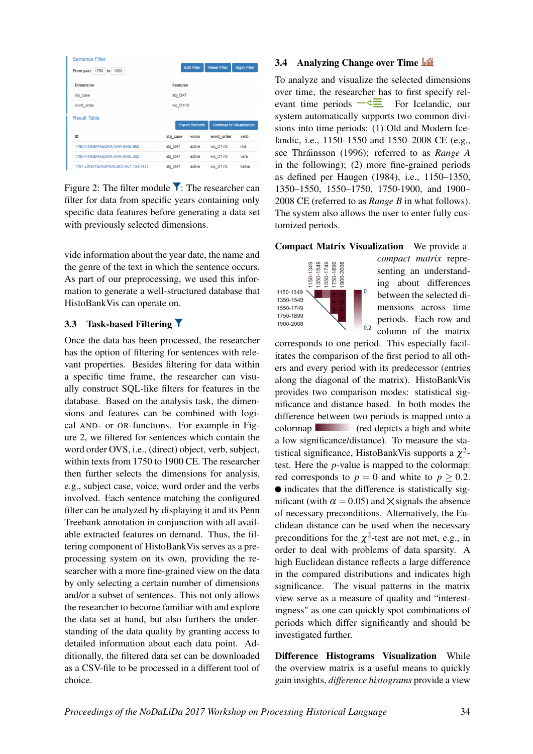Figure 2: The filter module: The researcher can filter for data from specific years containing only specific data features before generating a data set with previously selected dimensions.

vide information about the year date, the name and the genre of the text in which the sentence occurs. As part of our preprocessing, we used this information to generate a well-structured database that HistoBankVis can operate on.

### 3.3 Task-based Filtering

Once the data has been processed, the researcher has the option of filtering for sentences with relevant properties. Besides filtering for data within a specific time frame, the researcher can visually construct SQL-like filters for features in the database. Based on the analysis task, the dimensions and features can be combined with logical AND- or OR-functions. For example in Figure 2, we filtered for sentences which contain the word order OVS, i.e., (direct) object, verb, subject, within texts from 1750 to 1900 CE. The researcher then further selects the dimensions for analysis, e.g., subject case, voice, word order and the verbs involved. Each sentence matching the configured filter can be analyzed by displaying it and its Penn Treebank annotation in conjunction with all available extracted features on demand. Thus, the filtering component of HistoBankVis serves as a preprocessing system on its own, providing the researcher with a more fine-grained view on the data by only selecting a certain number of dimensions and/or a subset of sentences. This not only allows the researcher to become familiar with and explore the data set at hand, but also furthers the understanding of the data quality by granting access to detailed information about each data point. Additionally, the filtered data set can be downloaded as a CSV-file to be processed in a different tool of choice.

### 3.4 Analyzing Change over Time

To analyze and visualize the selected dimensions over time, the researcher has to first specify relevant time periods. For Icelandic, our system automatically supports two common divisions into time periods: (1) Old and Modern Icelandic, i.e., 1150–1550 and 1550–2008 CE (e.g., see Thráinsson (1996); referred to as *Range A* in the following); (2) more fine-grained periods as defined per Haugen (1984), i.e., 1150–1350, 1350–1550, 1550–1750, 1750-1900, and 1900–2008 CE (referred to as *Range B* in what follows). The system also allows the user to enter fully customized periods.

**Compact Matrix Visualization** We provide a *compact matrix* representing an understanding about differences between the selected dimensions across time periods. Each row and column of the matrix corresponds to one period. This especially facilitates the comparison of the first period to all others and every period with its predecessor (entries along the diagonal of the matrix). HistoBankVis provides two comparison modes: statistical significance and distance based. In both modes the difference between two periods is mapped onto a colormap (red depicts a high and white a low significance/distance). To measure the statistical significance, HistoBankVis supports a $\chi^2$-test. Here the $p$-value is mapped to the colormap: red corresponds to $p = 0$ and white to $p \geq 0.2$. ● indicates that the difference is statistically significant (with $\alpha = 0.05$) and ✕ signals the absence of necessary preconditions. Alternatively, the Euclidean distance can be used when the necessary preconditions for the $\chi^2$-test are not met, e.g., in order to deal with problems of data sparsity. A high Euclidean distance reflects a large difference in the compared distributions and indicates high significance. The visual patterns in the matrix view serve as a measure of quality and "interestingness" as one can quickly spot combinations of periods which differ significantly and should be investigated further.

**Difference Histograms Visualization** While the overview matrix is a useful means to quickly gain insights, *difference histograms* provide a view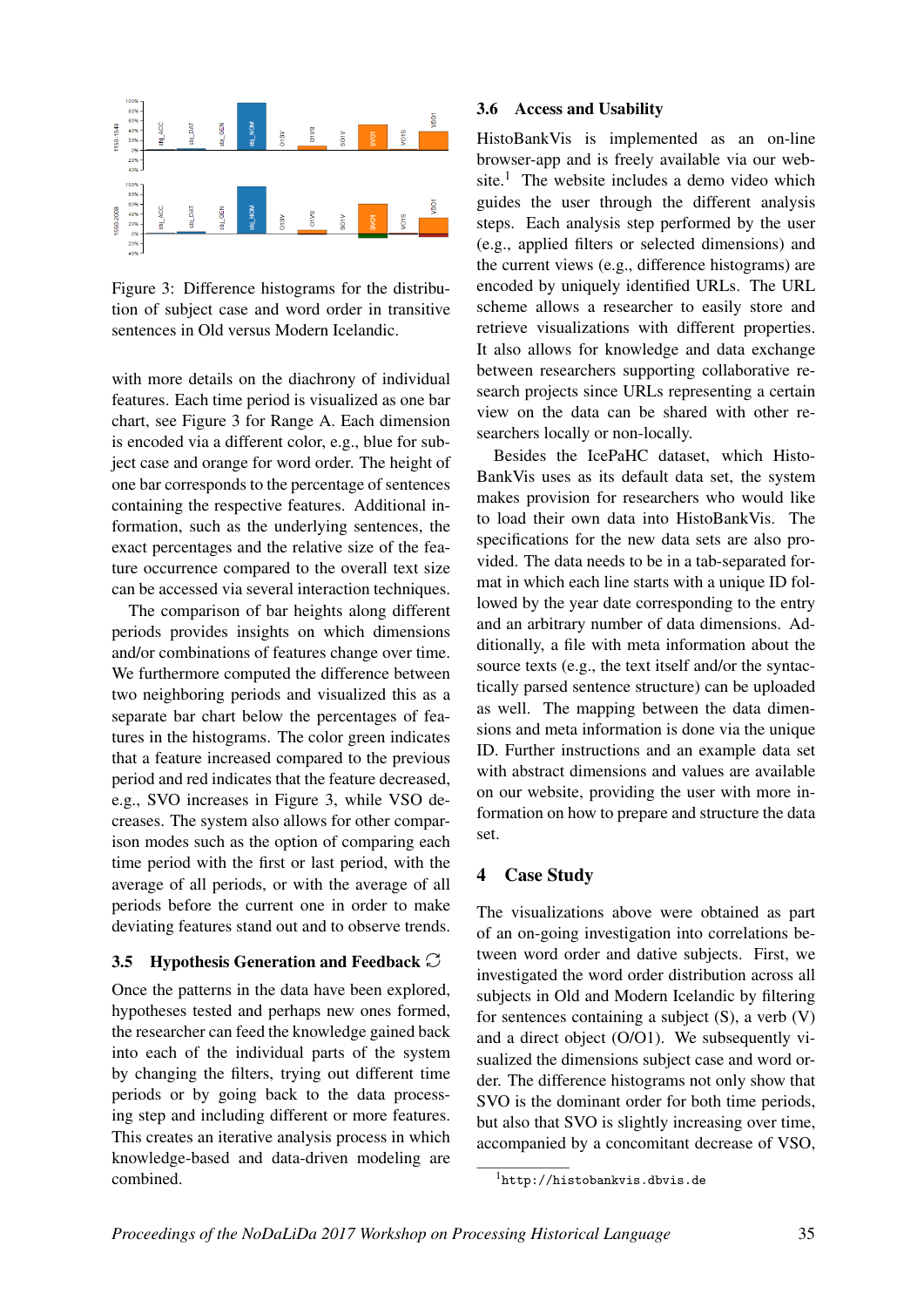Figure 3: Difference histograms for the distribution of subject case and word order in transitive sentences in Old versus Modern Icelandic.

with more details on the diachrony of individual features. Each time period is visualized as one bar chart, see Figure 3 for Range A. Each dimension is encoded via a different color, e.g., blue for subject case and orange for word order. The height of one bar corresponds to the percentage of sentences containing the respective features. Additional information, such as the underlying sentences, the exact percentages and the relative size of the feature occurrence compared to the overall text size can be accessed via several interaction techniques.

The comparison of bar heights along different periods provides insights on which dimensions and/or combinations of features change over time. We furthermore computed the difference between two neighboring periods and visualized this as a separate bar chart below the percentages of features in the histograms. The color green indicates that a feature increased compared to the previous period and red indicates that the feature decreased, e.g., SVO increases in Figure 3, while VSO decreases. The system also allows for other comparison modes such as the option of comparing each time period with the first or last period, with the average of all periods, or with the average of all periods before the current one in order to make deviating features stand out and to observe trends.

### 3.5 Hypothesis Generation and Feedback ↻

Once the patterns in the data have been explored, hypotheses tested and perhaps new ones formed, the researcher can feed the knowledge gained back into each of the individual parts of the system by changing the filters, trying out different time periods or by going back to the data processing step and including different or more features. This creates an iterative analysis process in which knowledge-based and data-driven modeling are combined.

### 3.6 Access and Usability

HistoBankVis is implemented as an on-line browser-app and is freely available via our website.[1] The website includes a demo video which guides the user through the different analysis steps. Each analysis step performed by the user (e.g., applied filters or selected dimensions) and the current views (e.g., difference histograms) are encoded by uniquely identified URLs. The URL scheme allows a researcher to easily store and retrieve visualizations with different properties. It also allows for knowledge and data exchange between researchers supporting collaborative research projects since URLs representing a certain view on the data can be shared with other researchers locally or non-locally.

Besides the IcePaHC dataset, which HistoBankVis uses as its default data set, the system makes provision for researchers who would like to load their own data into HistoBankVis. The specifications for the new data sets are also provided. The data needs to be in a tab-separated format in which each line starts with a unique ID followed by the year date corresponding to the entry and an arbitrary number of data dimensions. Additionally, a file with meta information about the source texts (e.g., the text itself and/or the syntactically parsed sentence structure) can be uploaded as well. The mapping between the data dimensions and meta information is done via the unique ID. Further instructions and an example data set with abstract dimensions and values are available on our website, providing the user with more information on how to prepare and structure the data set.

## 4 Case Study

The visualizations above were obtained as part of an on-going investigation into correlations between word order and dative subjects. First, we investigated the word order distribution across all subjects in Old and Modern Icelandic by filtering for sentences containing a subject (S), a verb (V) and a direct object (O/O1). We subsequently visualized the dimensions subject case and word order. The difference histograms not only show that SVO is the dominant order for both time periods, but also that SVO is slightly increasing over time, accompanied by a concomitant decrease of VSO,

[1] `http://histobankvis.dbvis.de`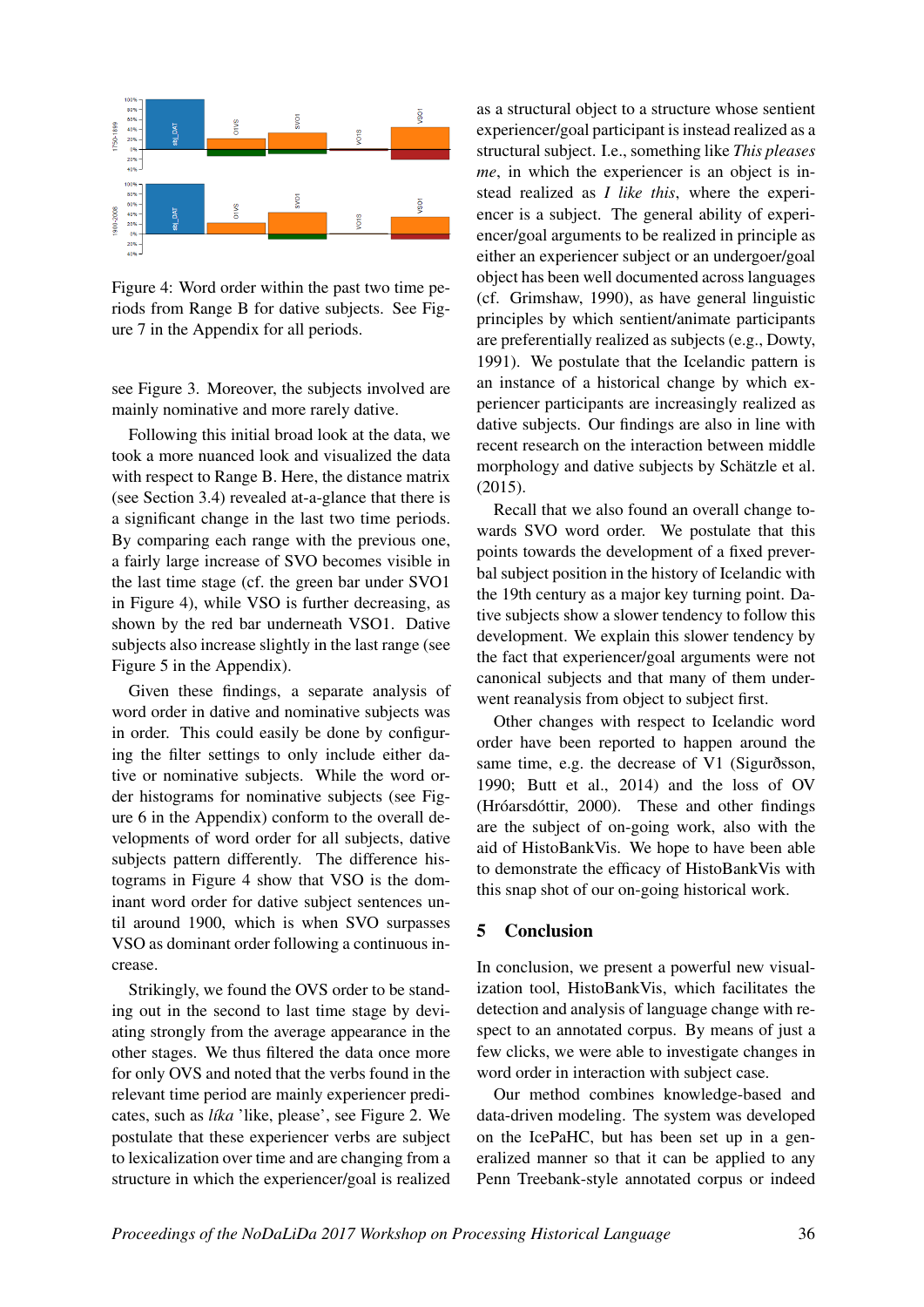Figure 4: Word order within the past two time periods from Range B for dative subjects. See Figure 7 in the Appendix for all periods.

see Figure 3. Moreover, the subjects involved are mainly nominative and more rarely dative.

Following this initial broad look at the data, we took a more nuanced look and visualized the data with respect to Range B. Here, the distance matrix (see Section 3.4) revealed at-a-glance that there is a significant change in the last two time periods. By comparing each range with the previous one, a fairly large increase of SVO becomes visible in the last time stage (cf. the green bar under SVO1 in Figure 4), while VSO is further decreasing, as shown by the red bar underneath VSO1. Dative subjects also increase slightly in the last range (see Figure 5 in the Appendix).

Given these findings, a separate analysis of word order in dative and nominative subjects was in order. This could easily be done by configuring the filter settings to only include either dative or nominative subjects. While the word order histograms for nominative subjects (see Figure 6 in the Appendix) conform to the overall developments of word order for all subjects, dative subjects pattern differently. The difference histograms in Figure 4 show that VSO is the dominant word order for dative subject sentences until around 1900, which is when SVO surpasses VSO as dominant order following a continuous increase.

Strikingly, we found the OVS order to be standing out in the second to last time stage by deviating strongly from the average appearance in the other stages. We thus filtered the data once more for only OVS and noted that the verbs found in the relevant time period are mainly experiencer predicates, such as *líka* 'like, please', see Figure 2. We postulate that these experiencer verbs are subject to lexicalization over time and are changing from a structure in which the experiencer/goal is realized as a structural object to a structure whose sentient experiencer/goal participant is instead realized as a structural subject. I.e., something like *This pleases me*, in which the experiencer is an object is instead realized as *I like this*, where the experiencer is a subject. The general ability of experiencer/goal arguments to be realized in principle as either an experiencer subject or an undergoer/goal object has been well documented across languages (cf. Grimshaw, 1990), as have general linguistic principles by which sentient/animate participants are preferentially realized as subjects (e.g., Dowty, 1991). We postulate that the Icelandic pattern is an instance of a historical change by which experiencer participants are increasingly realized as dative subjects. Our findings are also in line with recent research on the interaction between middle morphology and dative subjects by Schätzle et al. (2015).

Recall that we also found an overall change towards SVO word order. We postulate that this points towards the development of a fixed preverbal subject position in the history of Icelandic with the 19th century as a major key turning point. Dative subjects show a slower tendency to follow this development. We explain this slower tendency by the fact that experiencer/goal arguments were not canonical subjects and that many of them underwent reanalysis from object to subject first.

Other changes with respect to Icelandic word order have been reported to happen around the same time, e.g. the decrease of V1 (Sigurðsson, 1990; Butt et al., 2014) and the loss of OV (Hróarsdóttir, 2000). These and other findings are the subject of on-going work, also with the aid of HistoBankVis. We hope to have been able to demonstrate the efficacy of HistoBankVis with this snap shot of our on-going historical work.

## 5 Conclusion

In conclusion, we present a powerful new visualization tool, HistoBankVis, which facilitates the detection and analysis of language change with respect to an annotated corpus. By means of just a few clicks, we were able to investigate changes in word order in interaction with subject case.

Our method combines knowledge-based and data-driven modeling. The system was developed on the IcePaHC, but has been set up in a generalized manner so that it can be applied to any Penn Treebank-style annotated corpus or indeed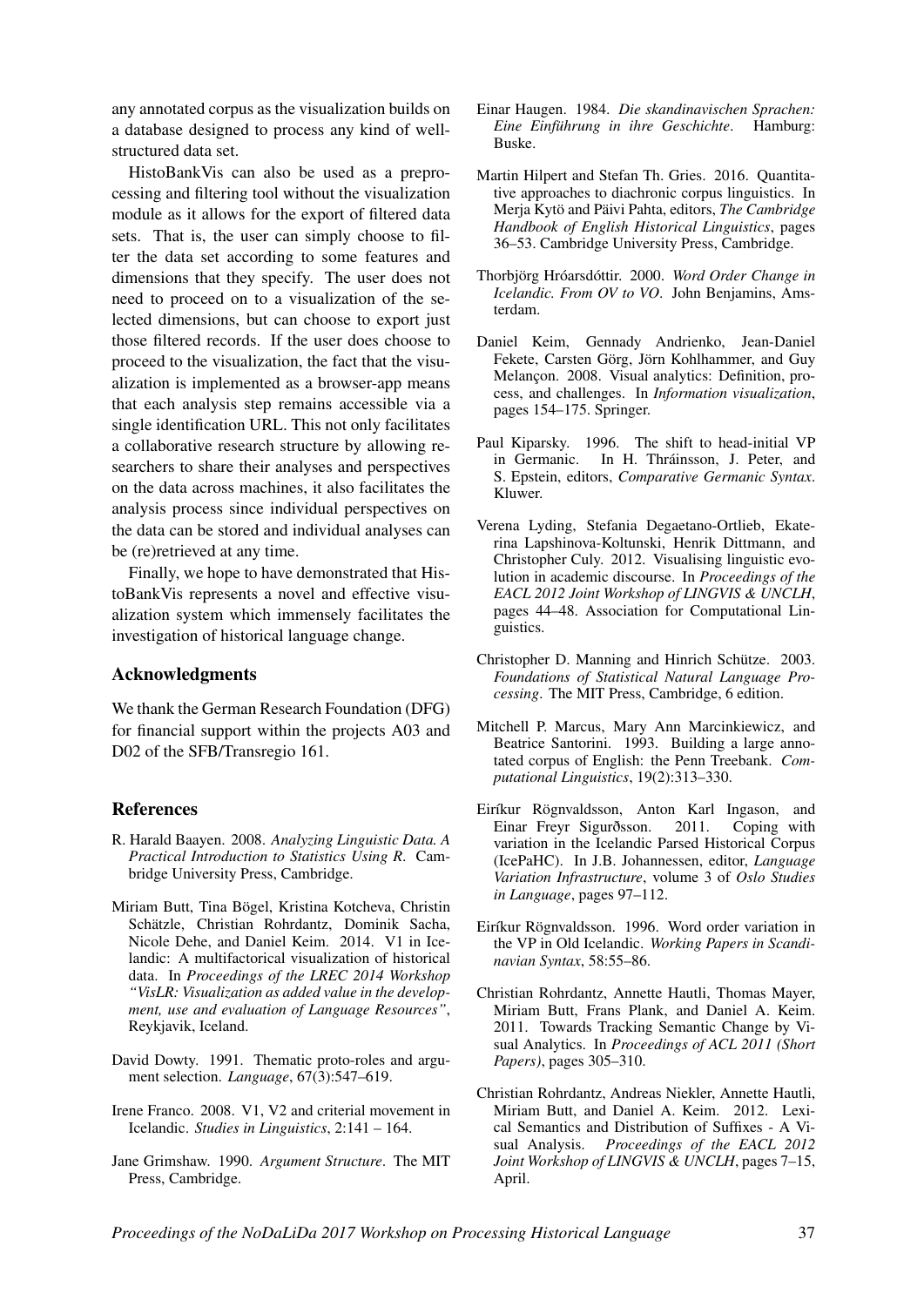any annotated corpus as the visualization builds on a database designed to process any kind of well-structured data set.

HistoBankVis can also be used as a preprocessing and filtering tool without the visualization module as it allows for the export of filtered data sets. That is, the user can simply choose to filter the data set according to some features and dimensions that they specify. The user does not need to proceed on to a visualization of the selected dimensions, but can choose to export just those filtered records. If the user does choose to proceed to the visualization, the fact that the visualization is implemented as a browser-app means that each analysis step remains accessible via a single identification URL. This not only facilitates a collaborative research structure by allowing researchers to share their analyses and perspectives on the data across machines, it also facilitates the analysis process since individual perspectives on the data can be stored and individual analyses can be (re)retrieved at any time.

Finally, we hope to have demonstrated that HistoBankVis represents a novel and effective visualization system which immensely facilitates the investigation of historical language change.

## Acknowledgments

We thank the German Research Foundation (DFG) for financial support within the projects A03 and D02 of the SFB/Transregio 161.

## References

R. Harald Baayen. 2008. *Analyzing Linguistic Data. A Practical Introduction to Statistics Using R*. Cambridge University Press, Cambridge.

Miriam Butt, Tina Bögel, Kristina Kotcheva, Christin Schätzle, Christian Rohrdantz, Dominik Sacha, Nicole Dehe, and Daniel Keim. 2014. V1 in Icelandic: A multifactorical visualization of historical data. In *Proceedings of the LREC 2014 Workshop "VisLR: Visualization as added value in the development, use and evaluation of Language Resources"*, Reykjavik, Iceland.

David Dowty. 1991. Thematic proto-roles and argument selection. *Language*, 67(3):547–619.

Irene Franco. 2008. V1, V2 and criterial movement in Icelandic. *Studies in Linguistics*, 2:141 – 164.

Jane Grimshaw. 1990. *Argument Structure*. The MIT Press, Cambridge.

Einar Haugen. 1984. *Die skandinavischen Sprachen: Eine Einführung in ihre Geschichte*. Hamburg: Buske.

Martin Hilpert and Stefan Th. Gries. 2016. Quantitative approaches to diachronic corpus linguistics. In Merja Kytö and Päivi Pahta, editors, *The Cambridge Handbook of English Historical Linguistics*, pages 36–53. Cambridge University Press, Cambridge.

Thorbjörg Hróarsdóttir. 2000. *Word Order Change in Icelandic. From OV to VO*. John Benjamins, Amsterdam.

Daniel Keim, Gennady Andrienko, Jean-Daniel Fekete, Carsten Görg, Jörn Kohlhammer, and Guy Melançon. 2008. Visual analytics: Definition, process, and challenges. In *Information visualization*, pages 154–175. Springer.

Paul Kiparsky. 1996. The shift to head-initial VP in Germanic. In H. Thráinsson, J. Peter, and S. Epstein, editors, *Comparative Germanic Syntax*. Kluwer.

Verena Lyding, Stefania Degaetano-Ortlieb, Ekaterina Lapshinova-Koltunski, Henrik Dittmann, and Christopher Culy. 2012. Visualising linguistic evolution in academic discourse. In *Proceedings of the EACL 2012 Joint Workshop of LINGVIS & UNCLH*, pages 44–48. Association for Computational Linguistics.

Christopher D. Manning and Hinrich Schütze. 2003. *Foundations of Statistical Natural Language Processing*. The MIT Press, Cambridge, 6 edition.

Mitchell P. Marcus, Mary Ann Marcinkiewicz, and Beatrice Santorini. 1993. Building a large annotated corpus of English: the Penn Treebank. *Computational Linguistics*, 19(2):313–330.

Eiríkur Rögnvaldsson, Anton Karl Ingason, and Einar Freyr Sigurðsson. 2011. Coping with variation in the Icelandic Parsed Historical Corpus (IcePaHC). In J.B. Johannessen, editor, *Language Variation Infrastructure*, volume 3 of *Oslo Studies in Language*, pages 97–112.

Eiríkur Rögnvaldsson. 1996. Word order variation in the VP in Old Icelandic. *Working Papers in Scandinavian Syntax*, 58:55–86.

Christian Rohrdantz, Annette Hautli, Thomas Mayer, Miriam Butt, Frans Plank, and Daniel A. Keim. 2011. Towards Tracking Semantic Change by Visual Analytics. In *Proceedings of ACL 2011 (Short Papers)*, pages 305–310.

Christian Rohrdantz, Andreas Niekler, Annette Hautli, Miriam Butt, and Daniel A. Keim. 2012. Lexical Semantics and Distribution of Suffixes - A Visual Analysis. *Proceedings of the EACL 2012 Joint Workshop of LINGVIS & UNCLH*, pages 7–15, April.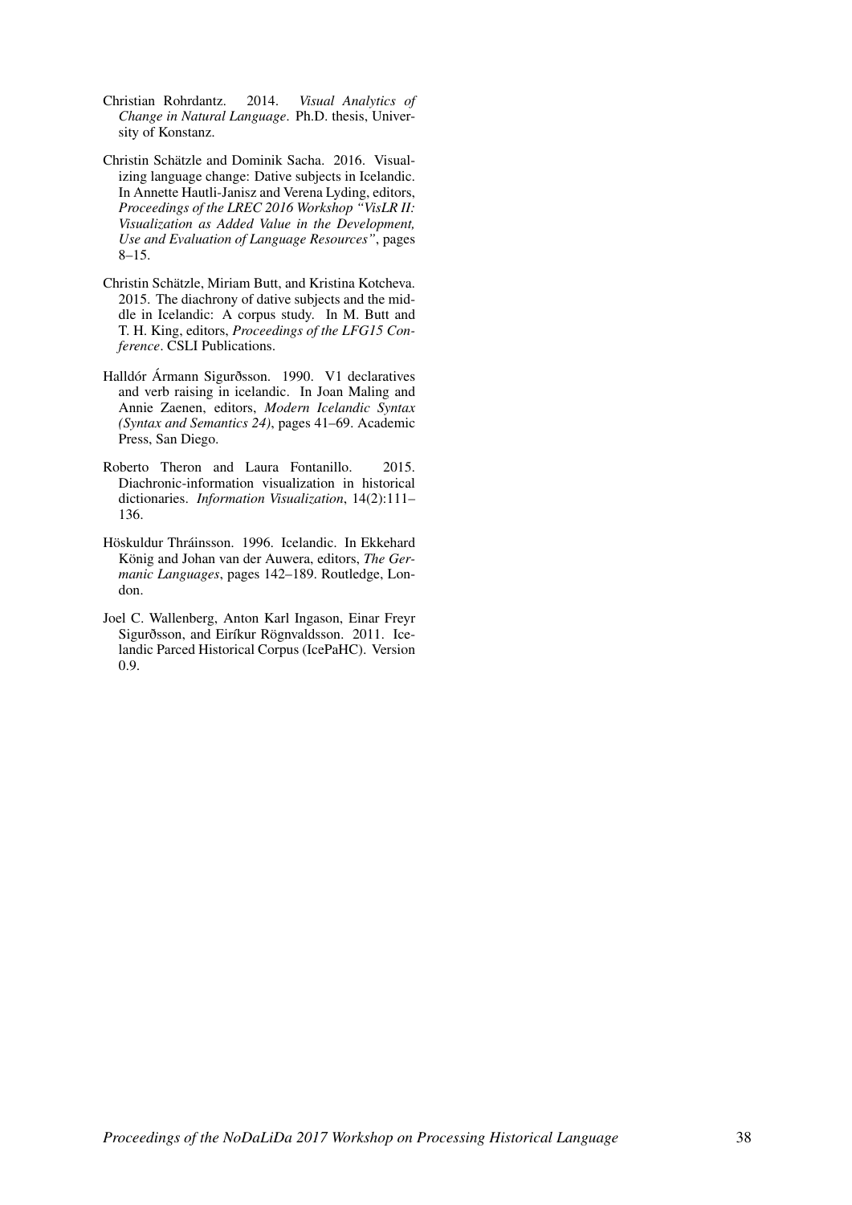Christian Rohrdantz. 2014. *Visual Analytics of Change in Natural Language*. Ph.D. thesis, University of Konstanz.

Christin Schätzle and Dominik Sacha. 2016. Visualizing language change: Dative subjects in Icelandic. In Annette Hautli-Janisz and Verena Lyding, editors, *Proceedings of the LREC 2016 Workshop "VisLR II: Visualization as Added Value in the Development, Use and Evaluation of Language Resources"*, pages 8–15.

Christin Schätzle, Miriam Butt, and Kristina Kotcheva. 2015. The diachrony of dative subjects and the middle in Icelandic: A corpus study. In M. Butt and T. H. King, editors, *Proceedings of the LFG15 Conference*. CSLI Publications.

Halldór Ármann Sigurðsson. 1990. V1 declaratives and verb raising in icelandic. In Joan Maling and Annie Zaenen, editors, *Modern Icelandic Syntax (Syntax and Semantics 24)*, pages 41–69. Academic Press, San Diego.

Roberto Theron and Laura Fontanillo. 2015. Diachronic-information visualization in historical dictionaries. *Information Visualization*, 14(2):111–136.

Höskuldur Thráinsson. 1996. Icelandic. In Ekkehard König and Johan van der Auwera, editors, *The Germanic Languages*, pages 142–189. Routledge, London.

Joel C. Wallenberg, Anton Karl Ingason, Einar Freyr Sigurðsson, and Eiríkur Rögnvaldsson. 2011. Icelandic Parced Historical Corpus (IcePaHC). Version 0.9.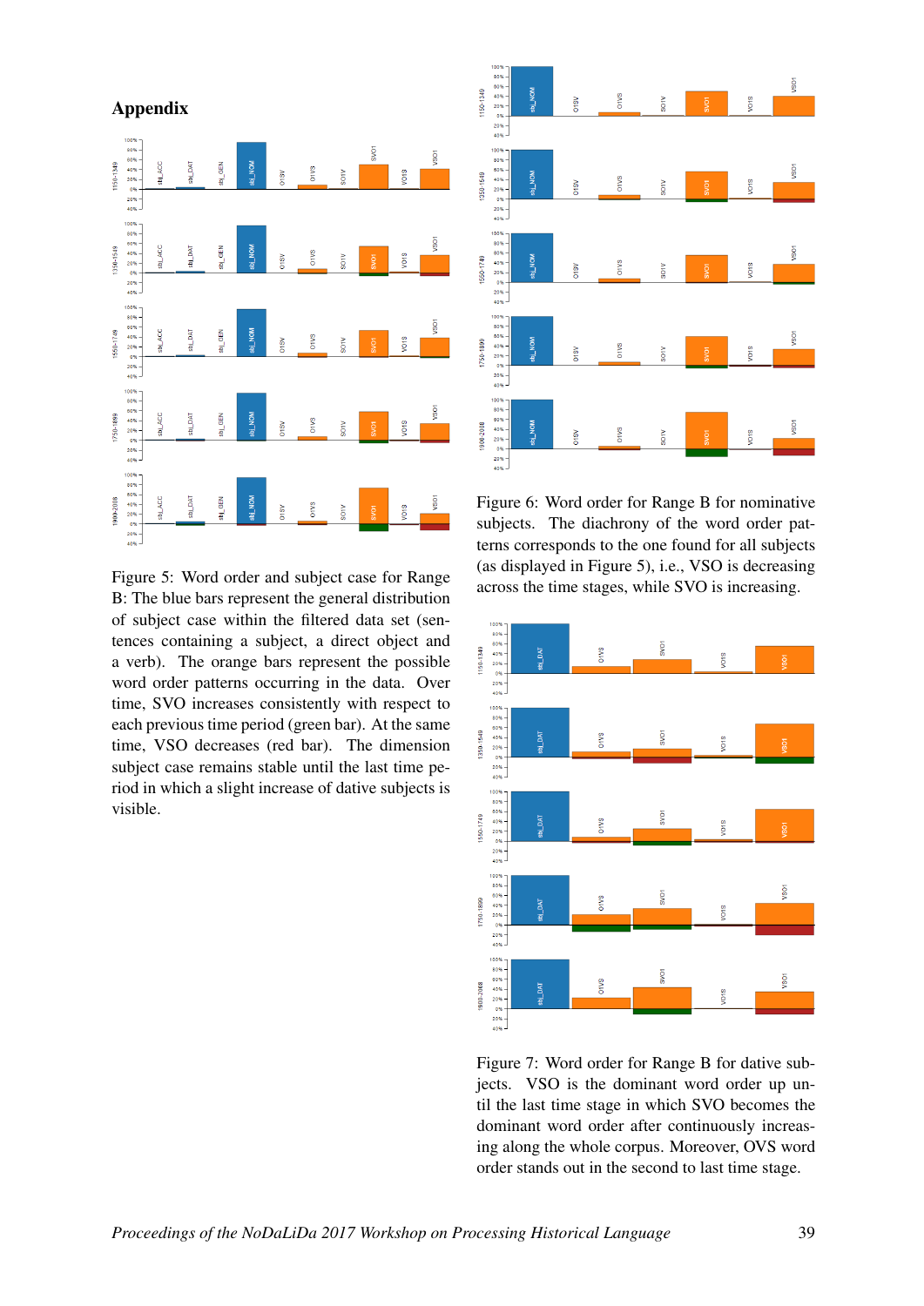## Appendix

1150-1349
100%
80%
60%
40%
20%
0%
-20%
-40%
sbj_ACC sbj_DAT sbj_GEN sbj_NOM O1SV O1VS SO1V SVO1 VO1S VSO1

1350-1549
sbj_ACC sbj_DAT sbj_GEN sbj_NOM O1SV O1VS SO1V SVO1 VO1S VSO1

1550-1749
sbj_ACC sbj_DAT sbj_GEN sbj_NOM O1SV O1VS SO1V SVO1 VO1S VSO1

1750-1899
sbj_ACC sbj_DAT sbj_GEN sbj_NOM O1SV O1VS SO1V SVO1 VO1S VSO1

1900-2008
sbj_ACC sbj_DAT sbj_GEN sbj_NOM O1SV O1VS SO1V SVO1 VO1S VSO1

Figure 5: Word order and subject case for Range B: The blue bars represent the general distribution of subject case within the filtered data set (sentences containing a subject, a direct object and a verb). The orange bars represent the possible word order patterns occurring in the data. Over time, SVO increases consistently with respect to each previous time period (green bar). At the same time, VSO decreases (red bar). The dimension subject case remains stable until the last time period in which a slight increase of dative subjects is visible.

1150-1349
sbj_NOM O1SV O1VS SO1V SVO1 VO1S VSO1

1350-1549
sbj_NOM O1SV O1VS SO1V SVO1 VO1S VSO1

1550-1749
sbj_NOM O1SV O1VS SO1V SVO1 VO1S VSO1

1750-1899
sbj_NOM O1SV O1VS SO1V SVO1 VO1S VSO1

1900-2008
sbj_NOM O1SV O1VS SO1V SVO1 VO1S VSO1

Figure 6: Word order for Range B for nominative subjects. The diachrony of the word order patterns corresponds to the one found for all subjects (as displayed in Figure 5), i.e., VSO is decreasing across the time stages, while SVO is increasing.

1150-1349
sbj_DAT O1VS SVO1 VO1S VSO1

1350-1549
sbj_DAT O1VS SVO1 VO1S VSO1

1550-1749
sbj_DAT O1VS SVO1 VO1S VSO1

1750-1899
sbj_DAT O1VS SVO1 VO1S VSO1

1900-2008
sbj_DAT O1VS SVO1 VO1S VSO1

Figure 7: Word order for Range B for dative subjects. VSO is the dominant word order up until the last time stage in which SVO becomes the dominant word order after continuously increasing along the whole corpus. Moreover, OVS word order stands out in the second to last time stage.